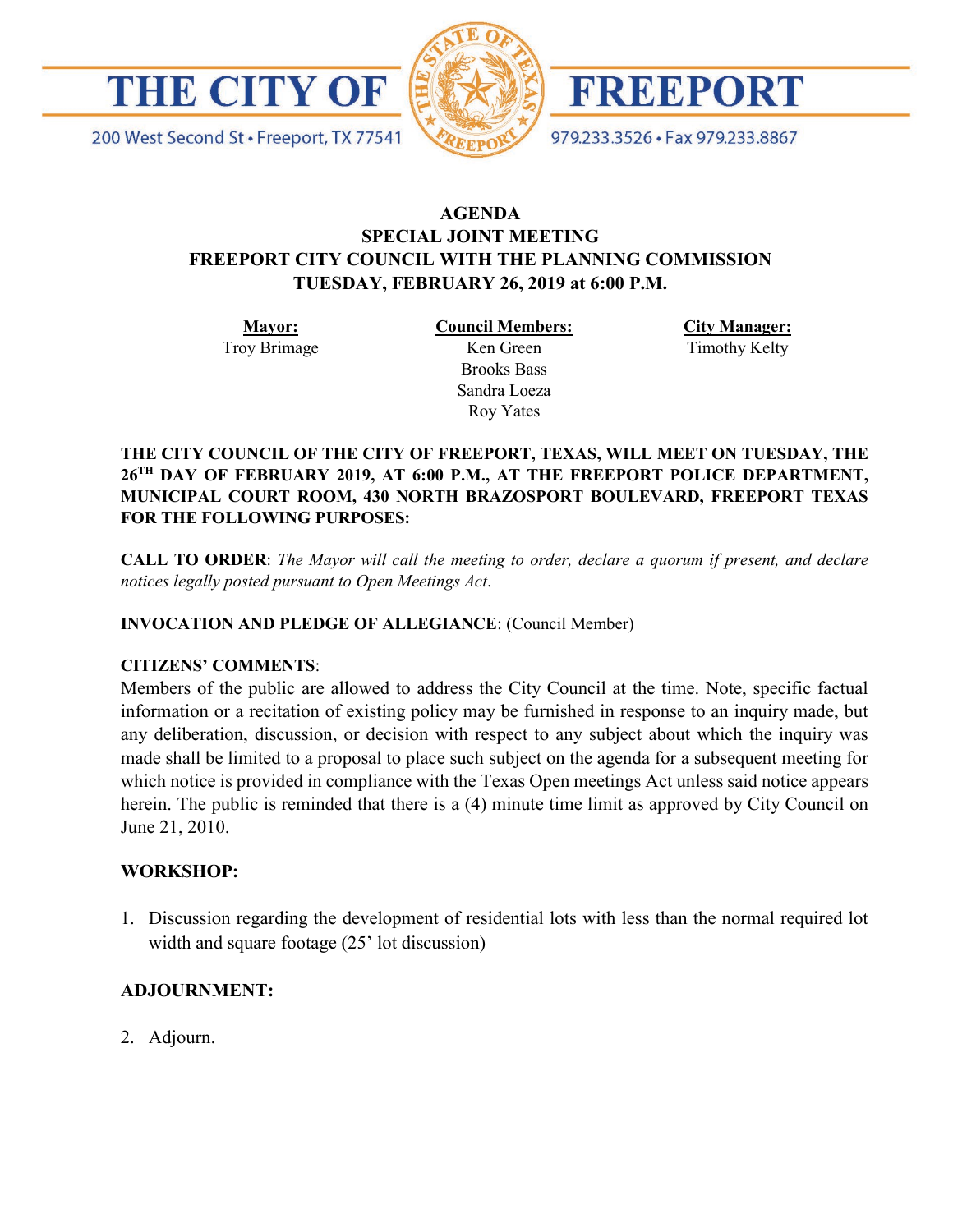# THE CITY OF FREEPORT

200 West Second St • Freeport, TX 77541 979.233.3526 • Fax 979.233.8867

## AGENDA
## SPECIAL JOINT MEETING
## FREEPORT CITY COUNCIL WITH THE PLANNING COMMISSION
## TUESDAY, FEBRUARY 26, 2019 at 6:00 P.M.

| **Mayor:** | **Council Members:** | **City Manager:** |
|---|---|---|
| Troy Brimage | Ken Green | Timothy Kelty |
| | Brooks Bass | |
| | Sandra Loeza | |
| | Roy Yates | |

**THE CITY COUNCIL OF THE CITY OF FREEPORT, TEXAS, WILL MEET ON TUESDAY, THE 26TH DAY OF FEBRUARY 2019, AT 6:00 P.M., AT THE FREEPORT POLICE DEPARTMENT, MUNICIPAL COURT ROOM, 430 NORTH BRAZOSPORT BOULEVARD, FREEPORT TEXAS FOR THE FOLLOWING PURPOSES:**

**CALL TO ORDER**: *The Mayor will call the meeting to order, declare a quorum if present, and declare notices legally posted pursuant to Open Meetings Act.*

**INVOCATION AND PLEDGE OF ALLEGIANCE**: (Council Member)

**CITIZENS' COMMENTS**:
Members of the public are allowed to address the City Council at the time. Note, specific factual information or a recitation of existing policy may be furnished in response to an inquiry made, but any deliberation, discussion, or decision with respect to any subject about which the inquiry was made shall be limited to a proposal to place such subject on the agenda for a subsequent meeting for which notice is provided in compliance with the Texas Open meetings Act unless said notice appears herein. The public is reminded that there is a (4) minute time limit as approved by City Council on June 21, 2010.

### WORKSHOP:

1. Discussion regarding the development of residential lots with less than the normal required lot width and square footage (25' lot discussion)

### ADJOURNMENT:

2. Adjourn.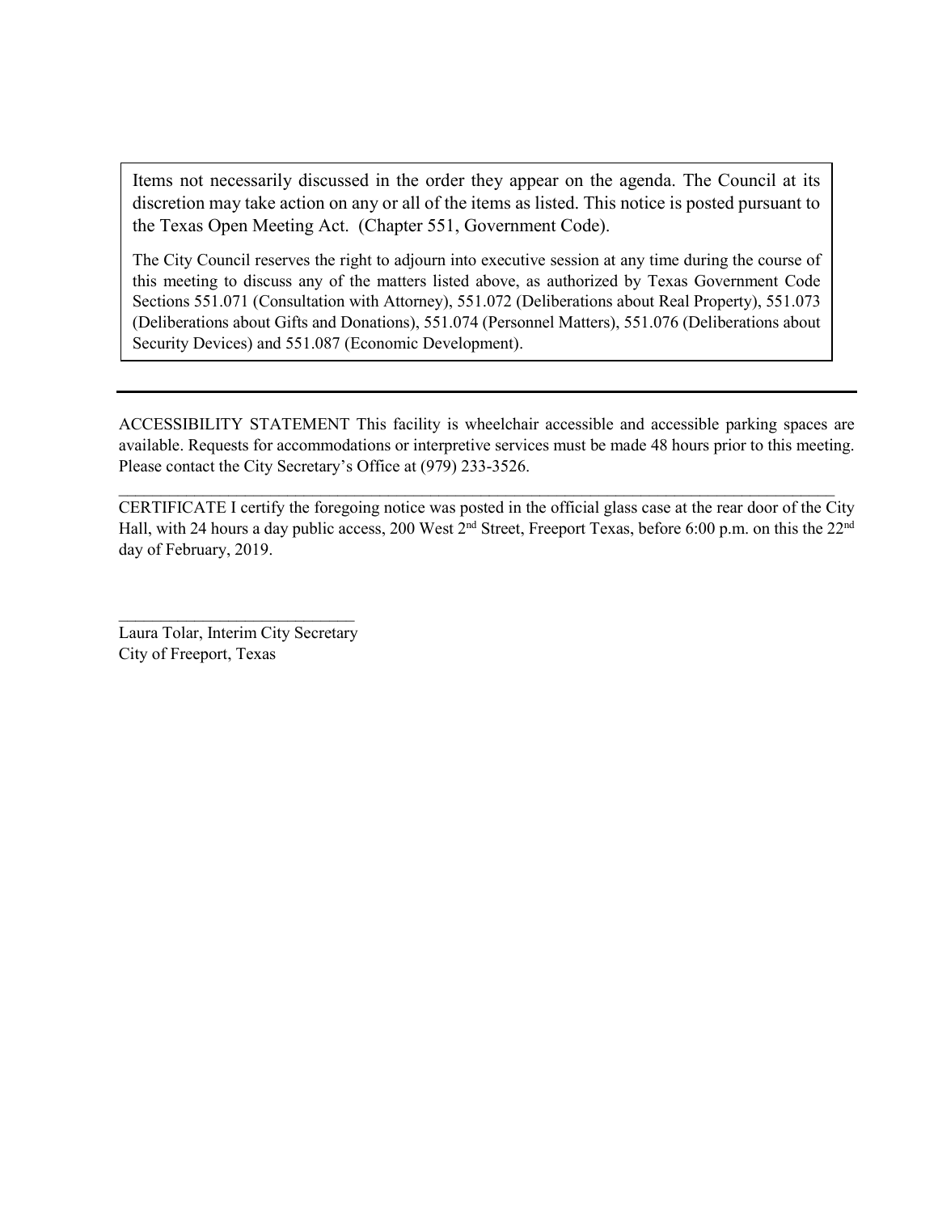Items not necessarily discussed in the order they appear on the agenda. The Council at its discretion may take action on any or all of the items as listed. This notice is posted pursuant to the Texas Open Meeting Act. (Chapter 551, Government Code).

The City Council reserves the right to adjourn into executive session at any time during the course of this meeting to discuss any of the matters listed above, as authorized by Texas Government Code Sections 551.071 (Consultation with Attorney), 551.072 (Deliberations about Real Property), 551.073 (Deliberations about Gifts and Donations), 551.074 (Personnel Matters), 551.076 (Deliberations about Security Devices) and 551.087 (Economic Development).

---

ACCESSIBILITY STATEMENT This facility is wheelchair accessible and accessible parking spaces are available. Requests for accommodations or interpretive services must be made 48 hours prior to this meeting. Please contact the City Secretary's Office at (979) 233-3526.

---

CERTIFICATE I certify the foregoing notice was posted in the official glass case at the rear door of the City Hall, with 24 hours a day public access, 200 West 2nd Street, Freeport Texas, before 6:00 p.m. on this the 22nd day of February, 2019.

____________________________

Laura Tolar, Interim City Secretary
City of Freeport, Texas